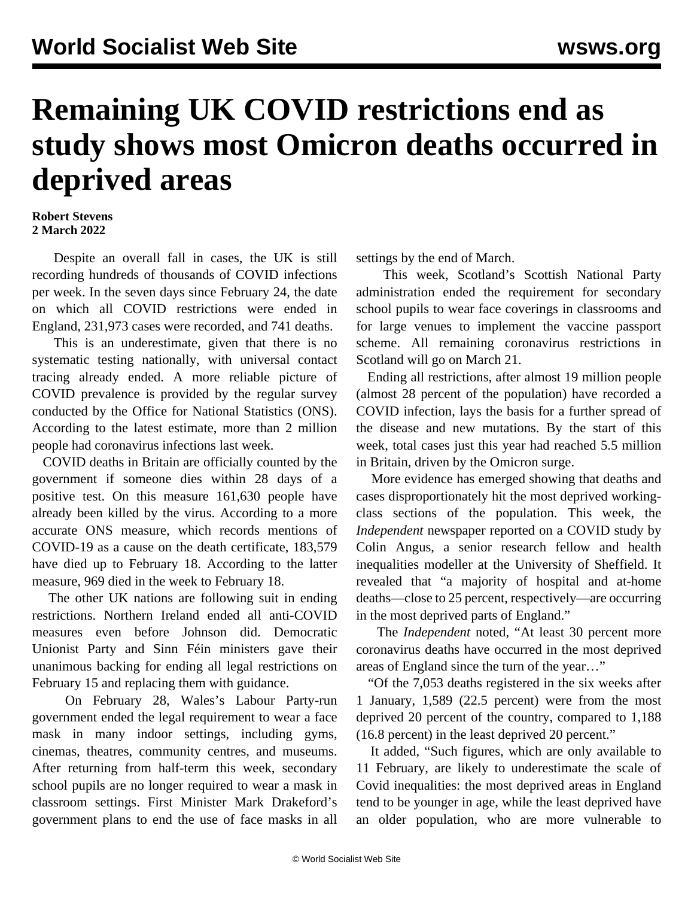# Remaining UK COVID restrictions end as study shows most Omicron deaths occurred in deprived areas

**Robert Stevens**
**2 March 2022**

Despite an overall fall in cases, the UK is still recording hundreds of thousands of COVID infections per week. In the seven days since February 24, the date on which all COVID restrictions were ended in England, 231,973 cases were recorded, and 741 deaths.

This is an underestimate, given that there is no systematic testing nationally, with universal contact tracing already ended. A more reliable picture of COVID prevalence is provided by the regular survey conducted by the Office for National Statistics (ONS). According to the latest estimate, more than 2 million people had coronavirus infections last week.

COVID deaths in Britain are officially counted by the government if someone dies within 28 days of a positive test. On this measure 161,630 people have already been killed by the virus. According to a more accurate ONS measure, which records mentions of COVID-19 as a cause on the death certificate, 183,579 have died up to February 18. According to the latter measure, 969 died in the week to February 18.

The other UK nations are following suit in ending restrictions. Northern Ireland ended all anti-COVID measures even before Johnson did. Democratic Unionist Party and Sinn Féin ministers gave their unanimous backing for ending all legal restrictions on February 15 and replacing them with guidance.

On February 28, Wales's Labour Party-run government ended the legal requirement to wear a face mask in many indoor settings, including gyms, cinemas, theatres, community centres, and museums. After returning from half-term this week, secondary school pupils are no longer required to wear a mask in classroom settings. First Minister Mark Drakeford's government plans to end the use of face masks in all settings by the end of March.

This week, Scotland's Scottish National Party administration ended the requirement for secondary school pupils to wear face coverings in classrooms and for large venues to implement the vaccine passport scheme. All remaining coronavirus restrictions in Scotland will go on March 21.

Ending all restrictions, after almost 19 million people (almost 28 percent of the population) have recorded a COVID infection, lays the basis for a further spread of the disease and new mutations. By the start of this week, total cases just this year had reached 5.5 million in Britain, driven by the Omicron surge.

More evidence has emerged showing that deaths and cases disproportionately hit the most deprived working-class sections of the population. This week, the *Independent* newspaper reported on a COVID study by Colin Angus, a senior research fellow and health inequalities modeller at the University of Sheffield. It revealed that "a majority of hospital and at-home deaths—close to 25 percent, respectively—are occurring in the most deprived parts of England."

The *Independent* noted, "At least 30 percent more coronavirus deaths have occurred in the most deprived areas of England since the turn of the year…"

"Of the 7,053 deaths registered in the six weeks after 1 January, 1,589 (22.5 percent) were from the most deprived 20 percent of the country, compared to 1,188 (16.8 percent) in the least deprived 20 percent."

It added, "Such figures, which are only available to 11 February, are likely to underestimate the scale of Covid inequalities: the most deprived areas in England tend to be younger in age, while the least deprived have an older population, who are more vulnerable to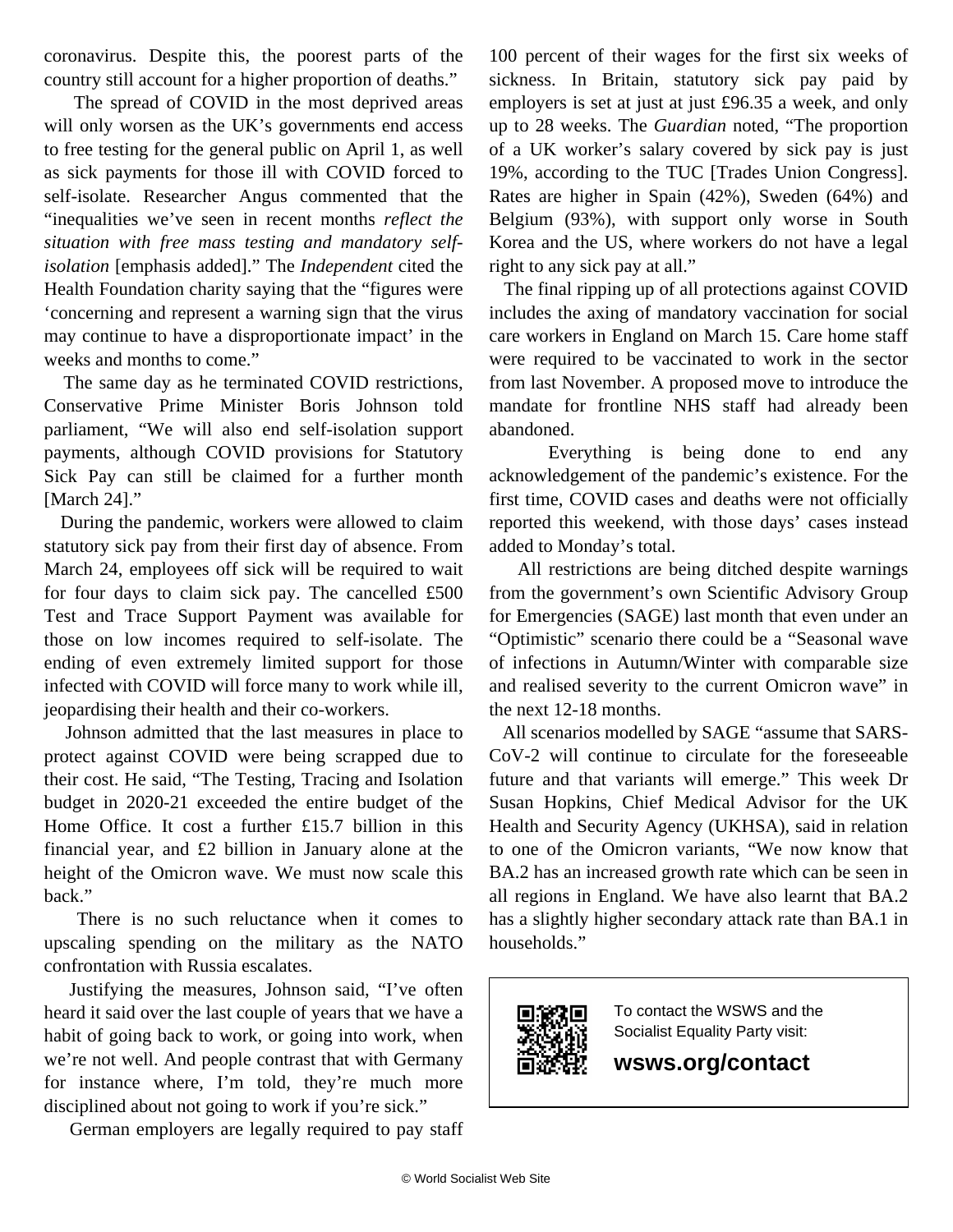coronavirus. Despite this, the poorest parts of the country still account for a higher proportion of deaths."

The spread of COVID in the most deprived areas will only worsen as the UK's governments end access to free testing for the general public on April 1, as well as sick payments for those ill with COVID forced to self-isolate. Researcher Angus commented that the "inequalities we've seen in recent months *reflect the situation with free mass testing and mandatory self-isolation* [emphasis added]." The *Independent* cited the Health Foundation charity saying that the "figures were 'concerning and represent a warning sign that the virus may continue to have a disproportionate impact' in the weeks and months to come."

The same day as he terminated COVID restrictions, Conservative Prime Minister Boris Johnson told parliament, "We will also end self-isolation support payments, although COVID provisions for Statutory Sick Pay can still be claimed for a further month [March 24]."

During the pandemic, workers were allowed to claim statutory sick pay from their first day of absence. From March 24, employees off sick will be required to wait for four days to claim sick pay. The cancelled £500 Test and Trace Support Payment was available for those on low incomes required to self-isolate. The ending of even extremely limited support for those infected with COVID will force many to work while ill, jeopardising their health and their co-workers.

Johnson admitted that the last measures in place to protect against COVID were being scrapped due to their cost. He said, "The Testing, Tracing and Isolation budget in 2020-21 exceeded the entire budget of the Home Office. It cost a further £15.7 billion in this financial year, and £2 billion in January alone at the height of the Omicron wave. We must now scale this back."

There is no such reluctance when it comes to upscaling spending on the military as the NATO confrontation with Russia escalates.

Justifying the measures, Johnson said, "I've often heard it said over the last couple of years that we have a habit of going back to work, or going into work, when we're not well. And people contrast that with Germany for instance where, I'm told, they're much more disciplined about not going to work if you're sick."

German employers are legally required to pay staff 100 percent of their wages for the first six weeks of sickness. In Britain, statutory sick pay paid by employers is set at just at just £96.35 a week, and only up to 28 weeks. The *Guardian* noted, "The proportion of a UK worker's salary covered by sick pay is just 19%, according to the TUC [Trades Union Congress]. Rates are higher in Spain (42%), Sweden (64%) and Belgium (93%), with support only worse in South Korea and the US, where workers do not have a legal right to any sick pay at all."

The final ripping up of all protections against COVID includes the axing of mandatory vaccination for social care workers in England on March 15. Care home staff were required to be vaccinated to work in the sector from last November. A proposed move to introduce the mandate for frontline NHS staff had already been abandoned.

Everything is being done to end any acknowledgement of the pandemic's existence. For the first time, COVID cases and deaths were not officially reported this weekend, with those days' cases instead added to Monday's total.

All restrictions are being ditched despite warnings from the government's own Scientific Advisory Group for Emergencies (SAGE) last month that even under an "Optimistic" scenario there could be a "Seasonal wave of infections in Autumn/Winter with comparable size and realised severity to the current Omicron wave" in the next 12-18 months.

All scenarios modelled by SAGE "assume that SARS-CoV-2 will continue to circulate for the foreseeable future and that variants will emerge." This week Dr Susan Hopkins, Chief Medical Advisor for the UK Health and Security Agency (UKHSA), said in relation to one of the Omicron variants, "We now know that BA.2 has an increased growth rate which can be seen in all regions in England. We have also learnt that BA.2 has a slightly higher secondary attack rate than BA.1 in households."

To contact the WSWS and the Socialist Equality Party visit:

**wsws.org/contact**